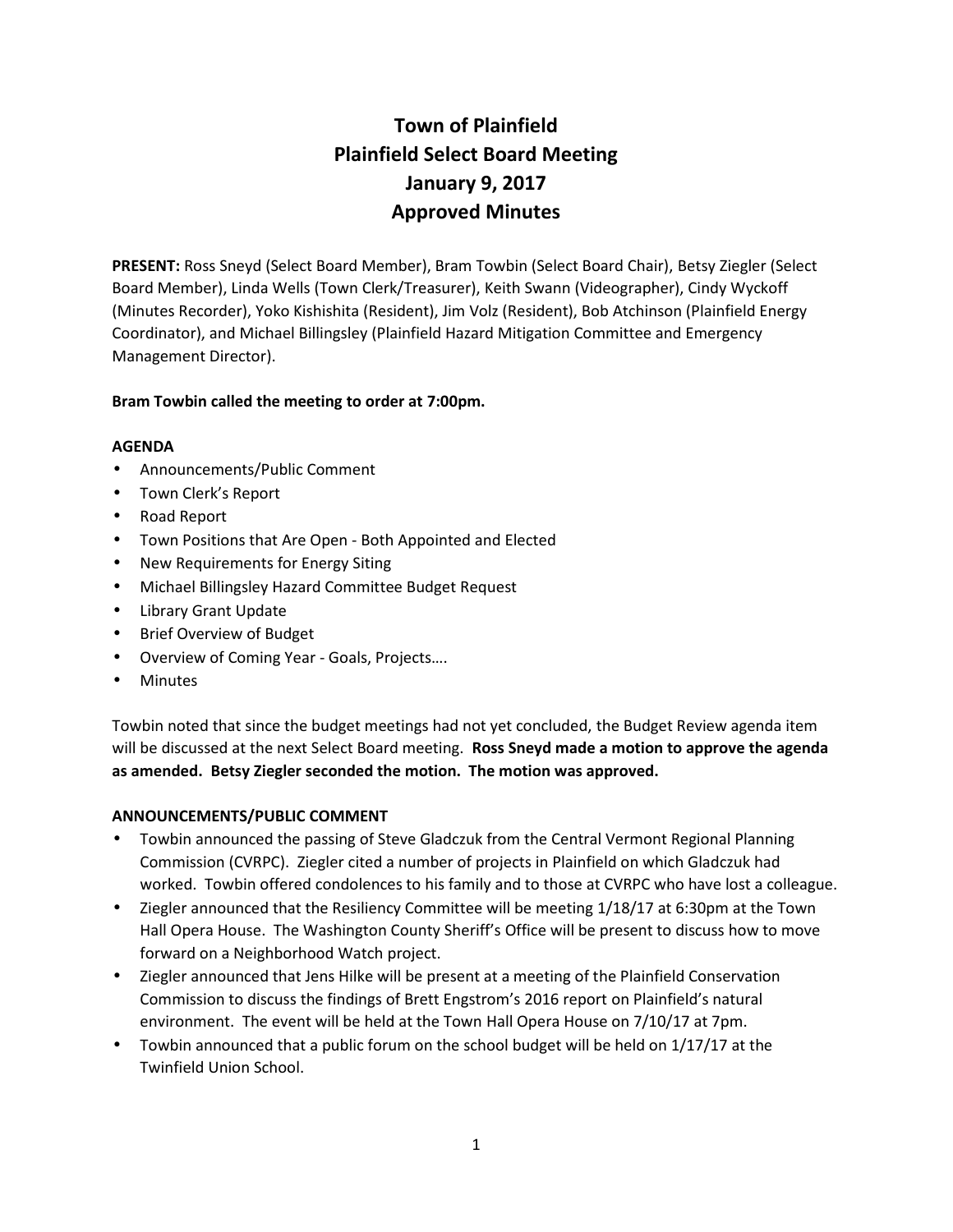# Town of Plainfield
# Plainfield Select Board Meeting
# January 9, 2017
# Approved Minutes

**PRESENT:** Ross Sneyd (Select Board Member), Bram Towbin (Select Board Chair), Betsy Ziegler (Select Board Member), Linda Wells (Town Clerk/Treasurer), Keith Swann (Videographer), Cindy Wyckoff (Minutes Recorder), Yoko Kishishita (Resident), Jim Volz (Resident), Bob Atchinson (Plainfield Energy Coordinator), and Michael Billingsley (Plainfield Hazard Mitigation Committee and Emergency Management Director).

**Bram Towbin called the meeting to order at 7:00pm.**

**AGENDA**

- Announcements/Public Comment
- Town Clerk's Report
- Road Report
- Town Positions that Are Open - Both Appointed and Elected
- New Requirements for Energy Siting
- Michael Billingsley Hazard Committee Budget Request
- Library Grant Update
- Brief Overview of Budget
- Overview of Coming Year - Goals, Projects….
- Minutes

Towbin noted that since the budget meetings had not yet concluded, the Budget Review agenda item will be discussed at the next Select Board meeting. **Ross Sneyd made a motion to approve the agenda as amended. Betsy Ziegler seconded the motion. The motion was approved.**

**ANNOUNCEMENTS/PUBLIC COMMENT**

- Towbin announced the passing of Steve Gladczuk from the Central Vermont Regional Planning Commission (CVRPC). Ziegler cited a number of projects in Plainfield on which Gladczuk had worked. Towbin offered condolences to his family and to those at CVRPC who have lost a colleague.
- Ziegler announced that the Resiliency Committee will be meeting 1/18/17 at 6:30pm at the Town Hall Opera House. The Washington County Sheriff's Office will be present to discuss how to move forward on a Neighborhood Watch project.
- Ziegler announced that Jens Hilke will be present at a meeting of the Plainfield Conservation Commission to discuss the findings of Brett Engstrom's 2016 report on Plainfield's natural environment. The event will be held at the Town Hall Opera House on 7/10/17 at 7pm.
- Towbin announced that a public forum on the school budget will be held on 1/17/17 at the Twinfield Union School.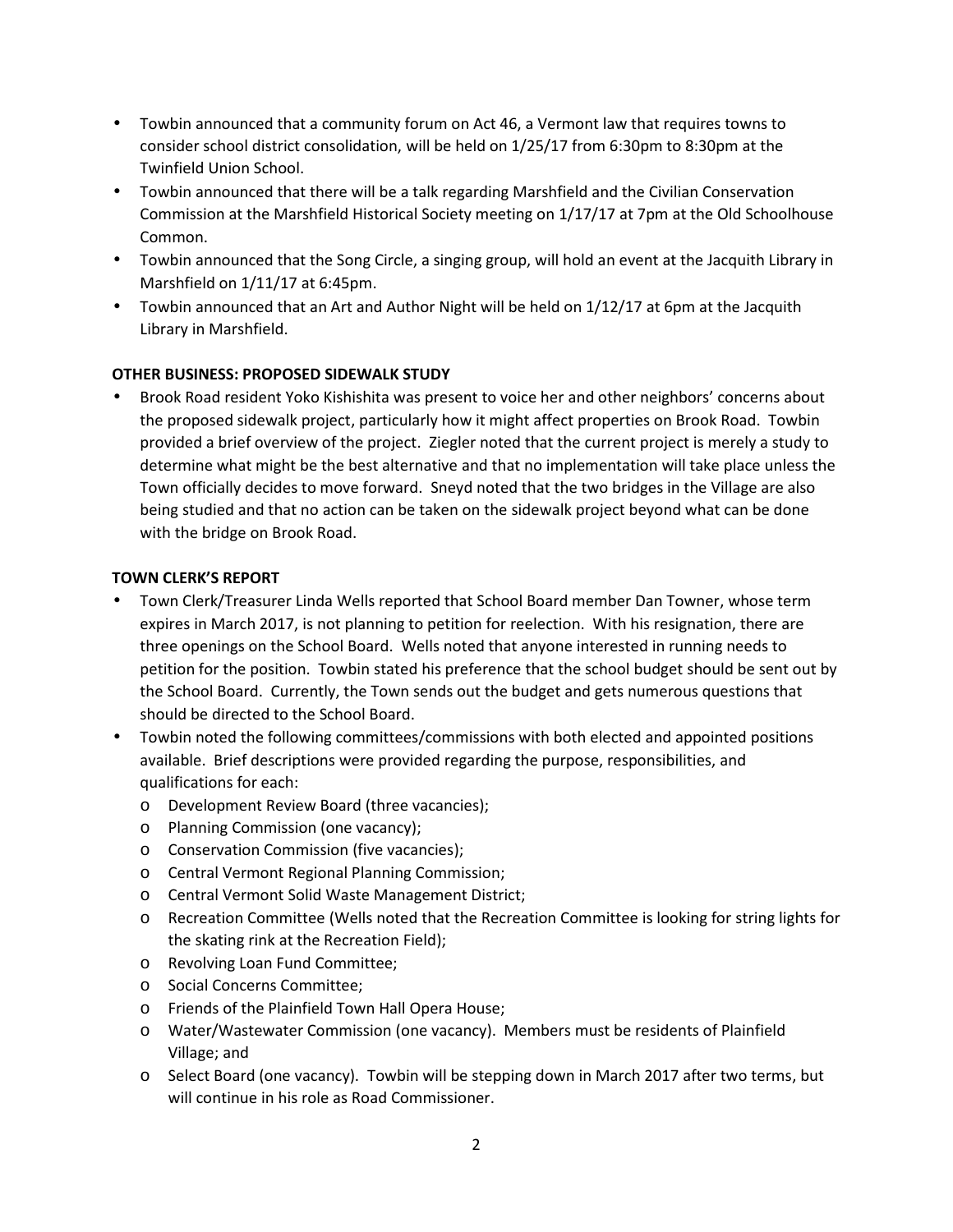- Towbin announced that a community forum on Act 46, a Vermont law that requires towns to consider school district consolidation, will be held on 1/25/17 from 6:30pm to 8:30pm at the Twinfield Union School.
- Towbin announced that there will be a talk regarding Marshfield and the Civilian Conservation Commission at the Marshfield Historical Society meeting on 1/17/17 at 7pm at the Old Schoolhouse Common.
- Towbin announced that the Song Circle, a singing group, will hold an event at the Jacquith Library in Marshfield on 1/11/17 at 6:45pm.
- Towbin announced that an Art and Author Night will be held on 1/12/17 at 6pm at the Jacquith Library in Marshfield.

**OTHER BUSINESS: PROPOSED SIDEWALK STUDY**

- Brook Road resident Yoko Kishishita was present to voice her and other neighbors' concerns about the proposed sidewalk project, particularly how it might affect properties on Brook Road. Towbin provided a brief overview of the project. Ziegler noted that the current project is merely a study to determine what might be the best alternative and that no implementation will take place unless the Town officially decides to move forward. Sneyd noted that the two bridges in the Village are also being studied and that no action can be taken on the sidewalk project beyond what can be done with the bridge on Brook Road.

**TOWN CLERK'S REPORT**

- Town Clerk/Treasurer Linda Wells reported that School Board member Dan Towner, whose term expires in March 2017, is not planning to petition for reelection. With his resignation, there are three openings on the School Board. Wells noted that anyone interested in running needs to petition for the position. Towbin stated his preference that the school budget should be sent out by the School Board. Currently, the Town sends out the budget and gets numerous questions that should be directed to the School Board.
- Towbin noted the following committees/commissions with both elected and appointed positions available. Brief descriptions were provided regarding the purpose, responsibilities, and qualifications for each:
  - Development Review Board (three vacancies);
  - Planning Commission (one vacancy);
  - Conservation Commission (five vacancies);
  - Central Vermont Regional Planning Commission;
  - Central Vermont Solid Waste Management District;
  - Recreation Committee (Wells noted that the Recreation Committee is looking for string lights for the skating rink at the Recreation Field);
  - Revolving Loan Fund Committee;
  - Social Concerns Committee;
  - Friends of the Plainfield Town Hall Opera House;
  - Water/Wastewater Commission (one vacancy). Members must be residents of Plainfield Village; and
  - Select Board (one vacancy). Towbin will be stepping down in March 2017 after two terms, but will continue in his role as Road Commissioner.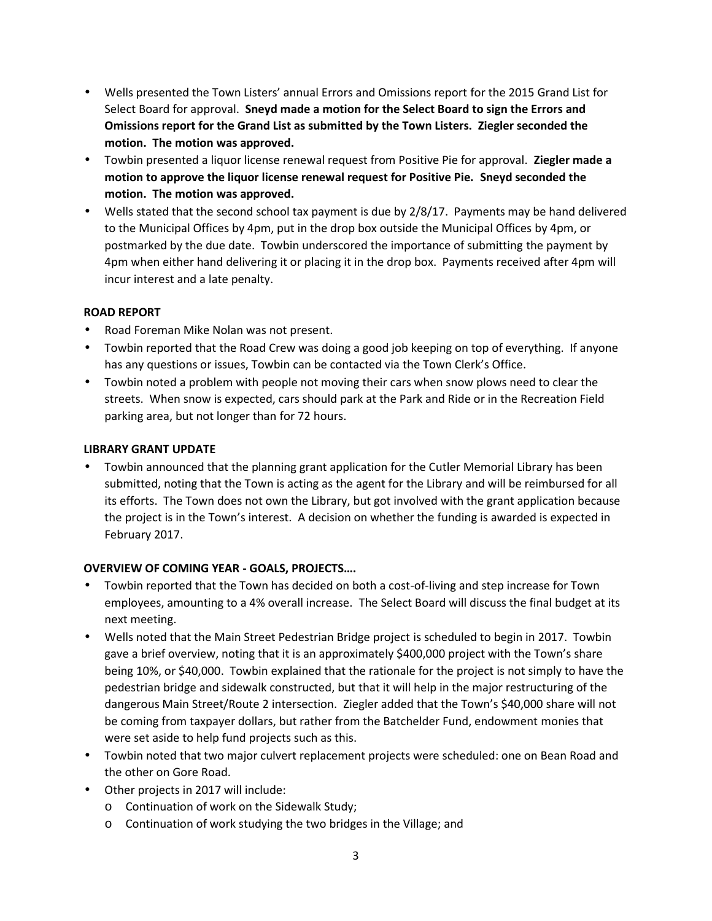- Wells presented the Town Listers' annual Errors and Omissions report for the 2015 Grand List for Select Board for approval. **Sneyd made a motion for the Select Board to sign the Errors and Omissions report for the Grand List as submitted by the Town Listers. Ziegler seconded the motion. The motion was approved.**
- Towbin presented a liquor license renewal request from Positive Pie for approval. **Ziegler made a motion to approve the liquor license renewal request for Positive Pie. Sneyd seconded the motion. The motion was approved.**
- Wells stated that the second school tax payment is due by 2/8/17. Payments may be hand delivered to the Municipal Offices by 4pm, put in the drop box outside the Municipal Offices by 4pm, or postmarked by the due date. Towbin underscored the importance of submitting the payment by 4pm when either hand delivering it or placing it in the drop box. Payments received after 4pm will incur interest and a late penalty.

**ROAD REPORT**

- Road Foreman Mike Nolan was not present.
- Towbin reported that the Road Crew was doing a good job keeping on top of everything. If anyone has any questions or issues, Towbin can be contacted via the Town Clerk's Office.
- Towbin noted a problem with people not moving their cars when snow plows need to clear the streets. When snow is expected, cars should park at the Park and Ride or in the Recreation Field parking area, but not longer than for 72 hours.

**LIBRARY GRANT UPDATE**

- Towbin announced that the planning grant application for the Cutler Memorial Library has been submitted, noting that the Town is acting as the agent for the Library and will be reimbursed for all its efforts. The Town does not own the Library, but got involved with the grant application because the project is in the Town's interest. A decision on whether the funding is awarded is expected in February 2017.

**OVERVIEW OF COMING YEAR - GOALS, PROJECTS….**

- Towbin reported that the Town has decided on both a cost-of-living and step increase for Town employees, amounting to a 4% overall increase. The Select Board will discuss the final budget at its next meeting.
- Wells noted that the Main Street Pedestrian Bridge project is scheduled to begin in 2017. Towbin gave a brief overview, noting that it is an approximately $400,000 project with the Town's share being 10%, or $40,000. Towbin explained that the rationale for the project is not simply to have the pedestrian bridge and sidewalk constructed, but that it will help in the major restructuring of the dangerous Main Street/Route 2 intersection. Ziegler added that the Town's $40,000 share will not be coming from taxpayer dollars, but rather from the Batchelder Fund, endowment monies that were set aside to help fund projects such as this.
- Towbin noted that two major culvert replacement projects were scheduled: one on Bean Road and the other on Gore Road.
- Other projects in 2017 will include:
  - Continuation of work on the Sidewalk Study;
  - Continuation of work studying the two bridges in the Village; and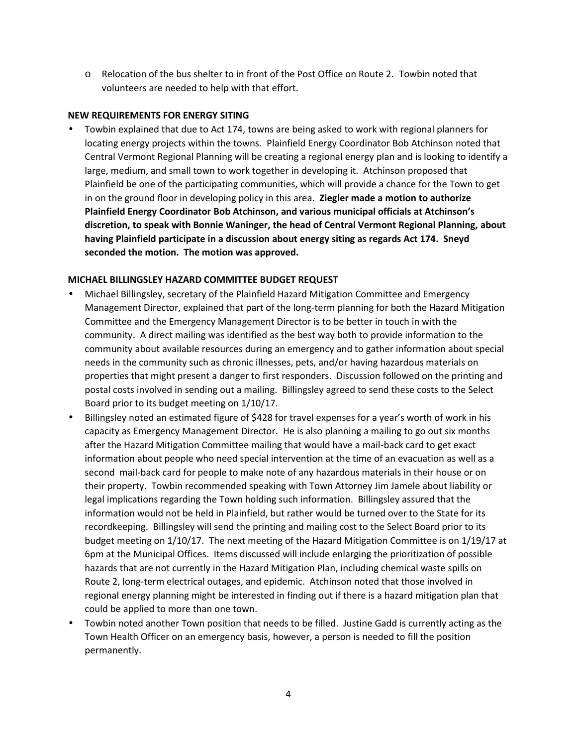- Relocation of the bus shelter to in front of the Post Office on Route 2. Towbin noted that volunteers are needed to help with that effort.

**NEW REQUIREMENTS FOR ENERGY SITING**

- Towbin explained that due to Act 174, towns are being asked to work with regional planners for locating energy projects within the towns. Plainfield Energy Coordinator Bob Atchinson noted that Central Vermont Regional Planning will be creating a regional energy plan and is looking to identify a large, medium, and small town to work together in developing it. Atchinson proposed that Plainfield be one of the participating communities, which will provide a chance for the Town to get in on the ground floor in developing policy in this area. **Ziegler made a motion to authorize Plainfield Energy Coordinator Bob Atchinson, and various municipal officials at Atchinson's discretion, to speak with Bonnie Waninger, the head of Central Vermont Regional Planning, about having Plainfield participate in a discussion about energy siting as regards Act 174. Sneyd seconded the motion. The motion was approved.**

**MICHAEL BILLINGSLEY HAZARD COMMITTEE BUDGET REQUEST**

- Michael Billingsley, secretary of the Plainfield Hazard Mitigation Committee and Emergency Management Director, explained that part of the long-term planning for both the Hazard Mitigation Committee and the Emergency Management Director is to be better in touch in with the community. A direct mailing was identified as the best way both to provide information to the community about available resources during an emergency and to gather information about special needs in the community such as chronic illnesses, pets, and/or having hazardous materials on properties that might present a danger to first responders. Discussion followed on the printing and postal costs involved in sending out a mailing. Billingsley agreed to send these costs to the Select Board prior to its budget meeting on 1/10/17.
- Billingsley noted an estimated figure of $428 for travel expenses for a year's worth of work in his capacity as Emergency Management Director. He is also planning a mailing to go out six months after the Hazard Mitigation Committee mailing that would have a mail-back card to get exact information about people who need special intervention at the time of an evacuation as well as a second mail-back card for people to make note of any hazardous materials in their house or on their property. Towbin recommended speaking with Town Attorney Jim Jamele about liability or legal implications regarding the Town holding such information. Billingsley assured that the information would not be held in Plainfield, but rather would be turned over to the State for its recordkeeping. Billingsley will send the printing and mailing cost to the Select Board prior to its budget meeting on 1/10/17. The next meeting of the Hazard Mitigation Committee is on 1/19/17 at 6pm at the Municipal Offices. Items discussed will include enlarging the prioritization of possible hazards that are not currently in the Hazard Mitigation Plan, including chemical waste spills on Route 2, long-term electrical outages, and epidemic. Atchinson noted that those involved in regional energy planning might be interested in finding out if there is a hazard mitigation plan that could be applied to more than one town.
- Towbin noted another Town position that needs to be filled. Justine Gadd is currently acting as the Town Health Officer on an emergency basis, however, a person is needed to fill the position permanently.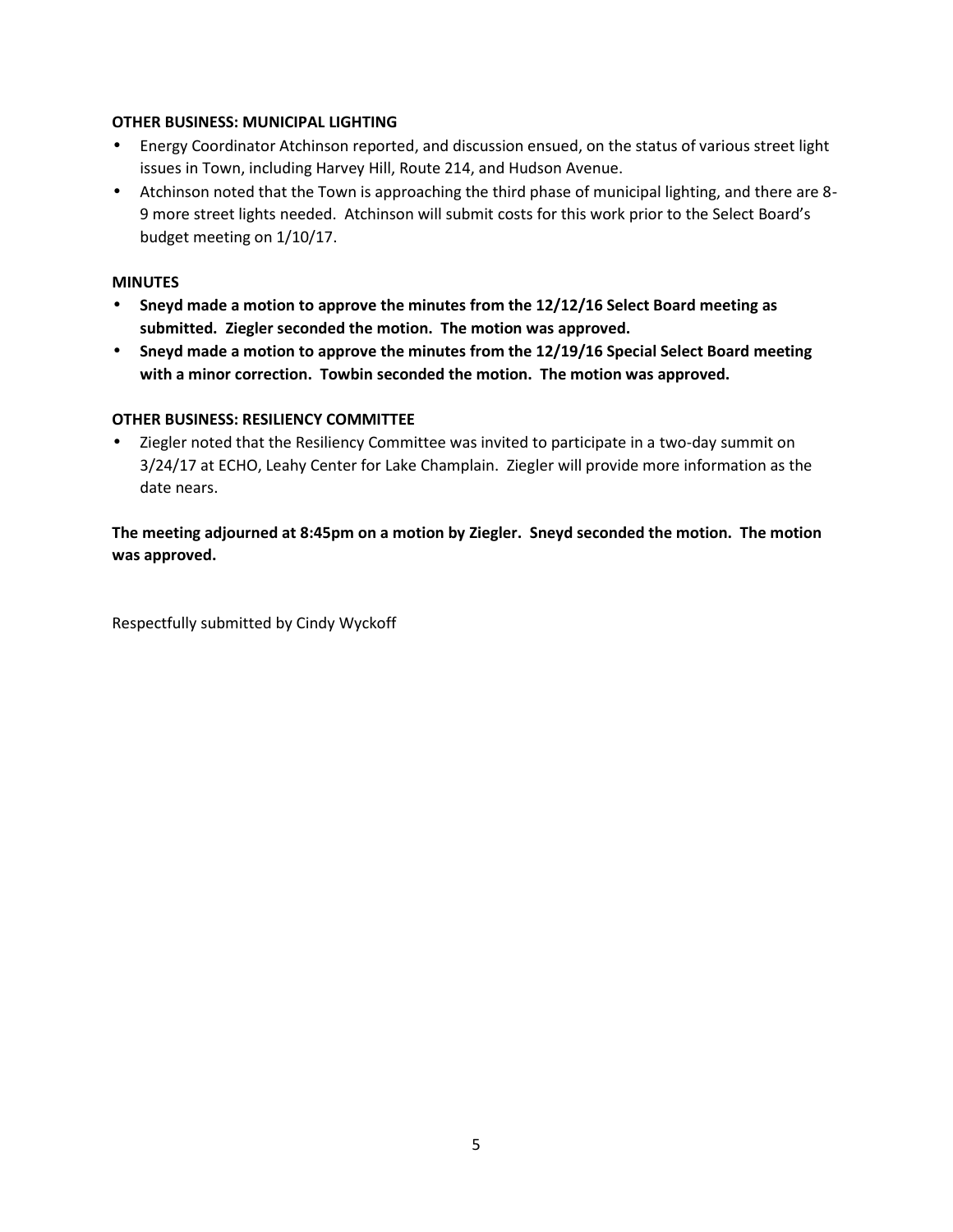**OTHER BUSINESS: MUNICIPAL LIGHTING**

- Energy Coordinator Atchinson reported, and discussion ensued, on the status of various street light issues in Town, including Harvey Hill, Route 214, and Hudson Avenue.
- Atchinson noted that the Town is approaching the third phase of municipal lighting, and there are 8-9 more street lights needed. Atchinson will submit costs for this work prior to the Select Board's budget meeting on 1/10/17.

**MINUTES**

- **Sneyd made a motion to approve the minutes from the 12/12/16 Select Board meeting as submitted. Ziegler seconded the motion. The motion was approved.**
- **Sneyd made a motion to approve the minutes from the 12/19/16 Special Select Board meeting with a minor correction. Towbin seconded the motion. The motion was approved.**

**OTHER BUSINESS: RESILIENCY COMMITTEE**

- Ziegler noted that the Resiliency Committee was invited to participate in a two-day summit on 3/24/17 at ECHO, Leahy Center for Lake Champlain. Ziegler will provide more information as the date nears.

**The meeting adjourned at 8:45pm on a motion by Ziegler. Sneyd seconded the motion. The motion was approved.**

Respectfully submitted by Cindy Wyckoff